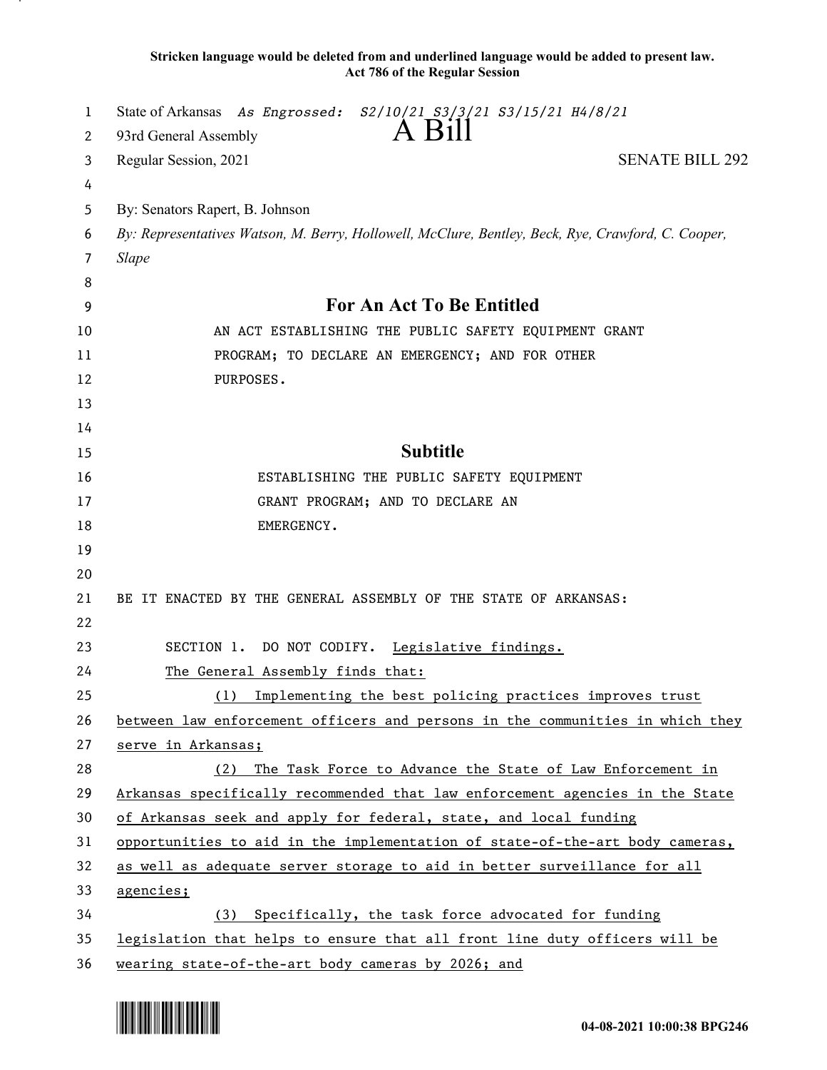**Stricken language would be deleted from and underlined language would be added to present law.**
**Act 786 of the Regular Session**

State of Arkansas *As Engrossed: S2/10/21 S3/3/21 S3/15/21 H4/8/21*
93rd General Assembly

# A Bill

Regular Session, 2021 SENATE BILL 292

By: Senators Rapert, B. Johnson
*By: Representatives Watson, M. Berry, Hollowell, McClure, Bentley, Beck, Rye, Crawford, C. Cooper, Slape*

## For An Act To Be Entitled

AN ACT ESTABLISHING THE PUBLIC SAFETY EQUIPMENT GRANT PROGRAM; TO DECLARE AN EMERGENCY; AND FOR OTHER PURPOSES.

## Subtitle

ESTABLISHING THE PUBLIC SAFETY EQUIPMENT GRANT PROGRAM; AND TO DECLARE AN EMERGENCY.

BE IT ENACTED BY THE GENERAL ASSEMBLY OF THE STATE OF ARKANSAS:

SECTION 1. DO NOT CODIFY. <u>Legislative findings.</u>

<u>The General Assembly finds that:</u>

<u>(1) Implementing the best policing practices improves trust between law enforcement officers and persons in the communities in which they serve in Arkansas;</u>

<u>(2) The Task Force to Advance the State of Law Enforcement in Arkansas specifically recommended that law enforcement agencies in the State of Arkansas seek and apply for federal, state, and local funding opportunities to aid in the implementation of state-of-the-art body cameras, as well as adequate server storage to aid in better surveillance for all agencies;</u>

<u>(3) Specifically, the task force advocated for funding legislation that helps to ensure that all front line duty officers will be wearing state-of-the-art body cameras by 2026; and</u>

04-08-2021 10:00:38 BPG246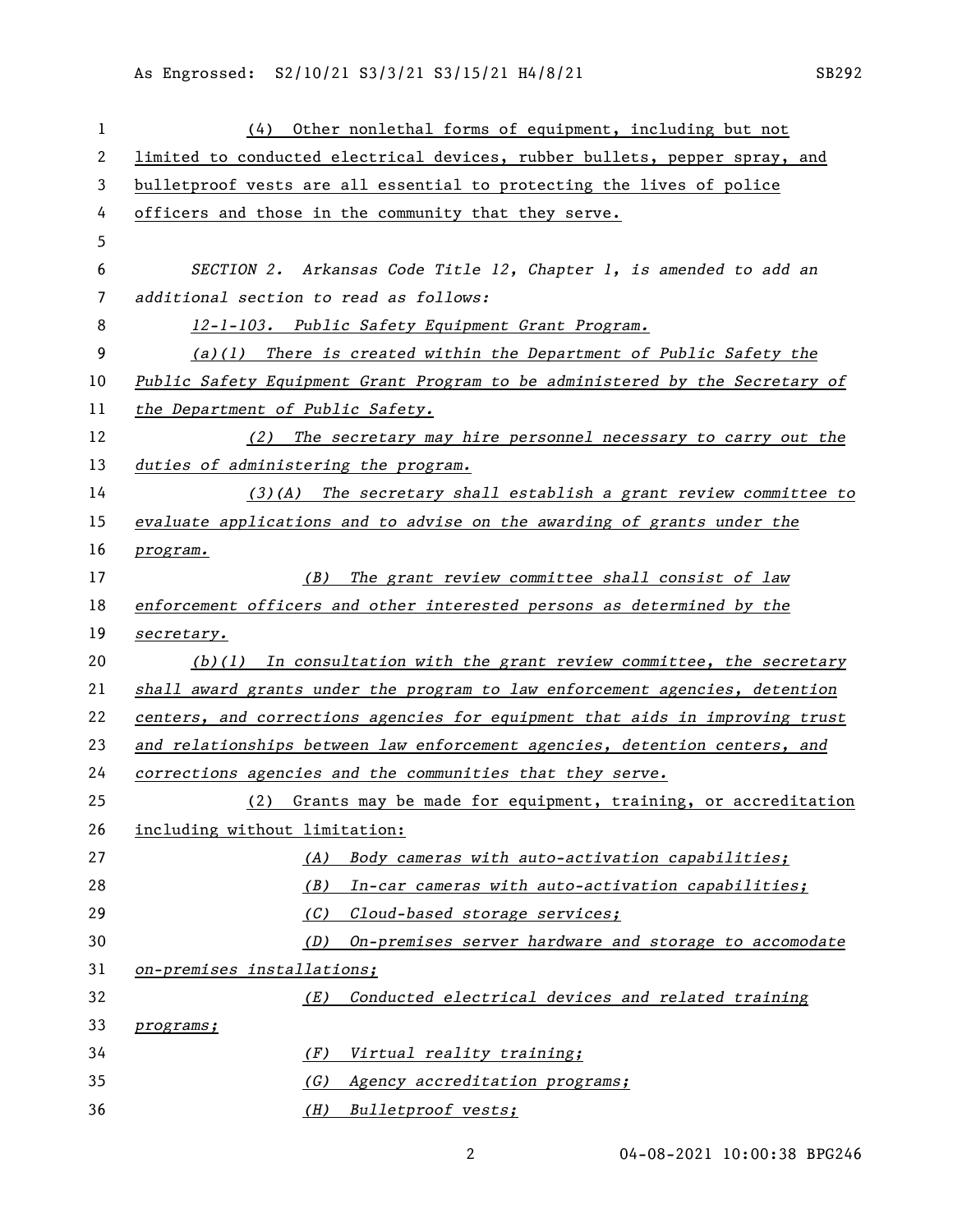(4) Other nonlethal forms of equipment, including but not limited to conducted electrical devices, rubber bullets, pepper spray, and bulletproof vests are all essential to protecting the lives of police officers and those in the community that they serve.

*SECTION 2. Arkansas Code Title 12, Chapter 1, is amended to add an additional section to read as follows:*

*12-1-103. Public Safety Equipment Grant Program.*

*(a)(1) There is created within the Department of Public Safety the Public Safety Equipment Grant Program to be administered by the Secretary of the Department of Public Safety.*

*(2) The secretary may hire personnel necessary to carry out the duties of administering the program.*

*(3)(A) The secretary shall establish a grant review committee to evaluate applications and to advise on the awarding of grants under the program.*

*(B) The grant review committee shall consist of law enforcement officers and other interested persons as determined by the secretary.*

*(b)(1) In consultation with the grant review committee, the secretary shall award grants under the program to law enforcement agencies, detention centers, and corrections agencies for equipment that aids in improving trust and relationships between law enforcement agencies, detention centers, and corrections agencies and the communities that they serve.*

(2) Grants may be made for equipment, training, or accreditation including without limitation:

*(A) Body cameras with auto-activation capabilities;*

*(B) In-car cameras with auto-activation capabilities;*

*(C) Cloud-based storage services;*

*(D) On-premises server hardware and storage to accomodate on-premises installations;*

*(E) Conducted electrical devices and related training programs;*

*(F) Virtual reality training;*

*(G) Agency accreditation programs;*

*(H) Bulletproof vests;*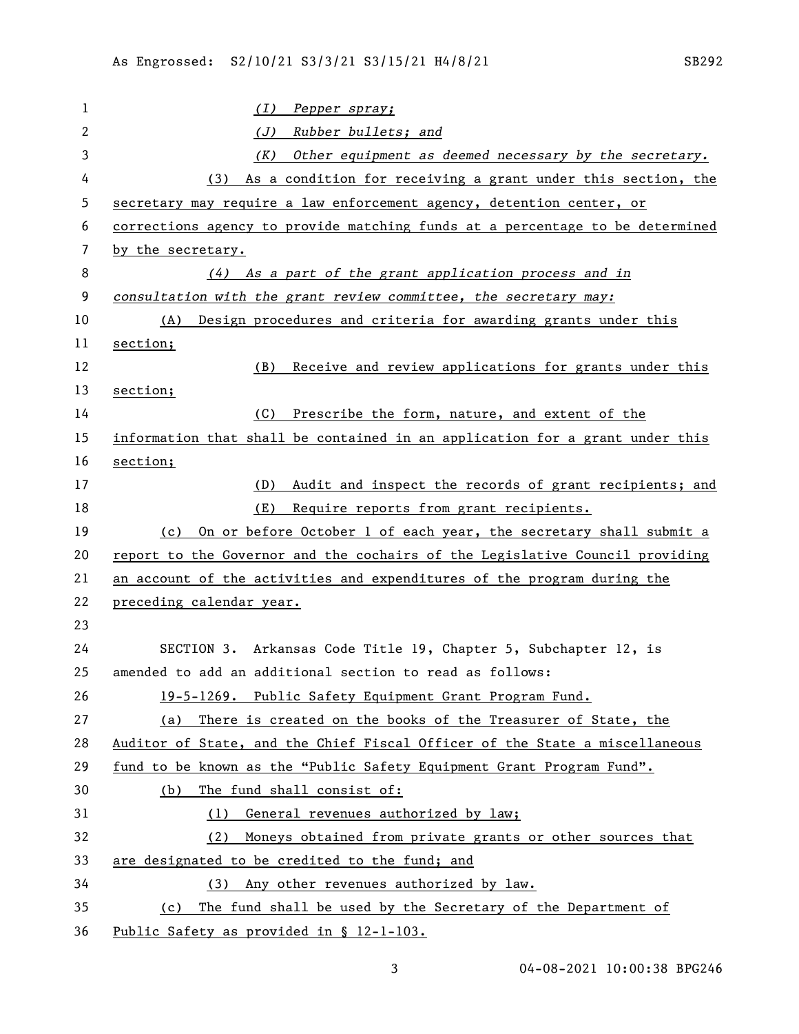*(I) Pepper spray;*

*(J) Rubber bullets; and*

*(K) Other equipment as deemed necessary by the secretary.*

(3) As a condition for receiving a grant under this section, the secretary may require a law enforcement agency, detention center, or corrections agency to provide matching funds at a percentage to be determined by the secretary.

*(4) As a part of the grant application process and in consultation with the grant review committee, the secretary may:*

(A) Design procedures and criteria for awarding grants under this section;

(B) Receive and review applications for grants under this section;

(C) Prescribe the form, nature, and extent of the information that shall be contained in an application for a grant under this section;

(D) Audit and inspect the records of grant recipients; and

(E) Require reports from grant recipients.

(c) On or before October 1 of each year, the secretary shall submit a report to the Governor and the cochairs of the Legislative Council providing an account of the activities and expenditures of the program during the preceding calendar year.

SECTION 3. Arkansas Code Title 19, Chapter 5, Subchapter 12, is amended to add an additional section to read as follows:

19-5-1269. Public Safety Equipment Grant Program Fund.

(a) There is created on the books of the Treasurer of State, the Auditor of State, and the Chief Fiscal Officer of the State a miscellaneous fund to be known as the "Public Safety Equipment Grant Program Fund".

(b) The fund shall consist of:

(1) General revenues authorized by law;

(2) Moneys obtained from private grants or other sources that are designated to be credited to the fund; and

(3) Any other revenues authorized by law.

(c) The fund shall be used by the Secretary of the Department of Public Safety as provided in § 12-1-103.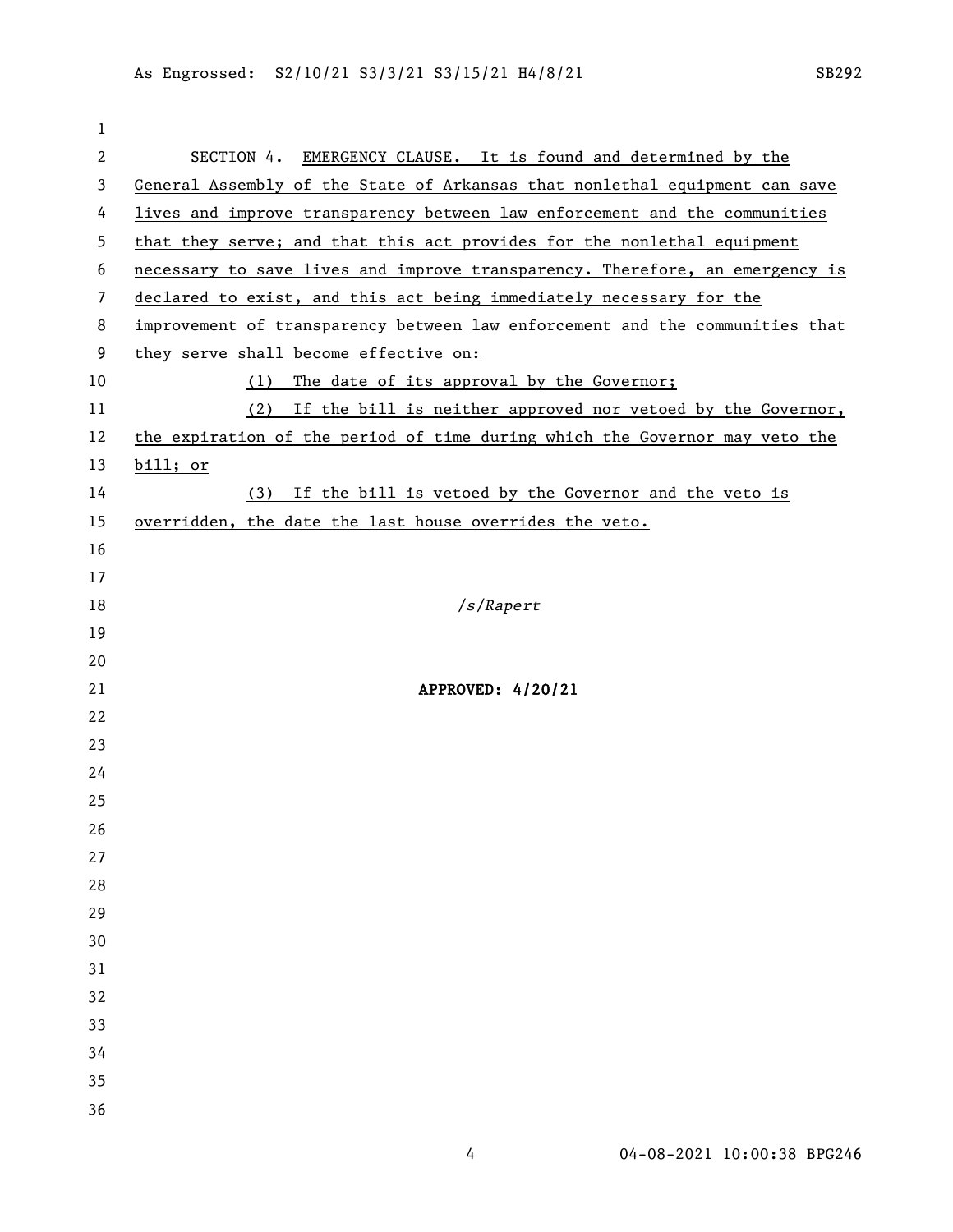SECTION 4. EMERGENCY CLAUSE. It is found and determined by the General Assembly of the State of Arkansas that nonlethal equipment can save lives and improve transparency between law enforcement and the communities that they serve; and that this act provides for the nonlethal equipment necessary to save lives and improve transparency. Therefore, an emergency is declared to exist, and this act being immediately necessary for the improvement of transparency between law enforcement and the communities that they serve shall become effective on:

(1) The date of its approval by the Governor;

(2) If the bill is neither approved nor vetoed by the Governor, the expiration of the period of time during which the Governor may veto the bill; or

(3) If the bill is vetoed by the Governor and the veto is overridden, the date the last house overrides the veto.

*/s/Rapert*

**APPROVED: 4/20/21**